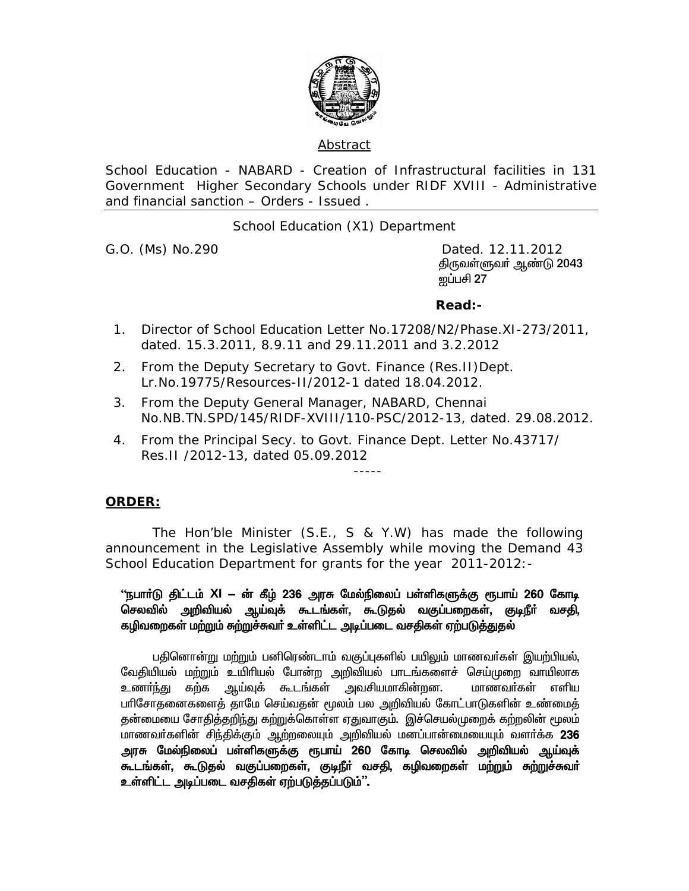## Abstract

School Education - NABARD - Creation of Infrastructural facilities in 131 Government Higher Secondary Schools under RIDF XVIII - Administrative and financial sanction – Orders - Issued .

School Education (X1) Department

G.O. (Ms) No.290 Dated. 12.11.2012
திருவள்ளுவர் ஆண்டு 2043
ஐப்பசி 27

**Read:-**

1. Director of School Education Letter No.17208/N2/Phase.XI-273/2011, dated. 15.3.2011, 8.9.11 and 29.11.2011 and 3.2.2012
2. From the Deputy Secretary to Govt. Finance (Res.II)Dept. Lr.No.19775/Resources-II/2012-1 dated 18.04.2012.
3. From the Deputy General Manager, NABARD, Chennai No.NB.TN.SPD/145/RIDF-XVIII/110-PSC/2012-13, dated. 29.08.2012.
4. From the Principal Secy. to Govt. Finance Dept. Letter No.43717/ Res.II /2012-13, dated 05.09.2012

-----

**ORDER:**

The Hon'ble Minister (S.E., S & Y.W) has made the following announcement in the Legislative Assembly while moving the Demand 43 School Education Department for grants for the year 2011-2012:-

**"நபார்டு திட்டம் XI – ன் கீழ் 236 அரசு மேல்நிலைப் பள்ளிகளுக்கு ரூபாய் 260 கோடி செலவில் அறிவியல் ஆய்வுக் கூடங்கள், கூடுதல் வகுப்பறைகள், குடிநீர் வசதி, கழிவறைகள் மற்றும் சுற்றுச்சுவர் உள்ளிட்ட அடிப்படை வசதிகள் ஏற்படுத்துதல்**

பதினொன்று மற்றும் பனிரெண்டாம் வகுப்புகளில் பயிலும் மாணவர்கள் இயற்பியல், வேதியியல் மற்றும் உயிரியல் போன்ற அறிவியல் பாடங்களைச் செய்முறை வாயிலாக உணர்ந்து கற்க ஆய்வுக் கூடங்கள் அவசியமாகின்றன. மாணவர்கள் எளிய பரிசோதனைகளைத் தாமே செய்வதன் மூலம் பல அறிவியல் கோட்பாடுகளின் உண்மைத் தன்மையை சோதித்தறிந்து கற்றுக்கொள்ள ஏதுவாகும். இச்செயல்முறைக் கற்றலின் மூலம் மாணவர்களின் சிந்திக்கும் ஆற்றலையும் அறிவியல் மனப்பான்மையையும் வளர்க்க **236 அரசு மேல்நிலைப் பள்ளிகளுக்கு ரூபாய் 260 கோடி செலவில் அறிவியல் ஆய்வுக் கூடங்கள், கூடுதல் வகுப்பறைகள், குடிநீர் வசதி, கழிவறைகள் மற்றும் சுற்றுச்சுவர் உள்ளிட்ட அடிப்படை வசதிகள் ஏற்படுத்தப்படும்".**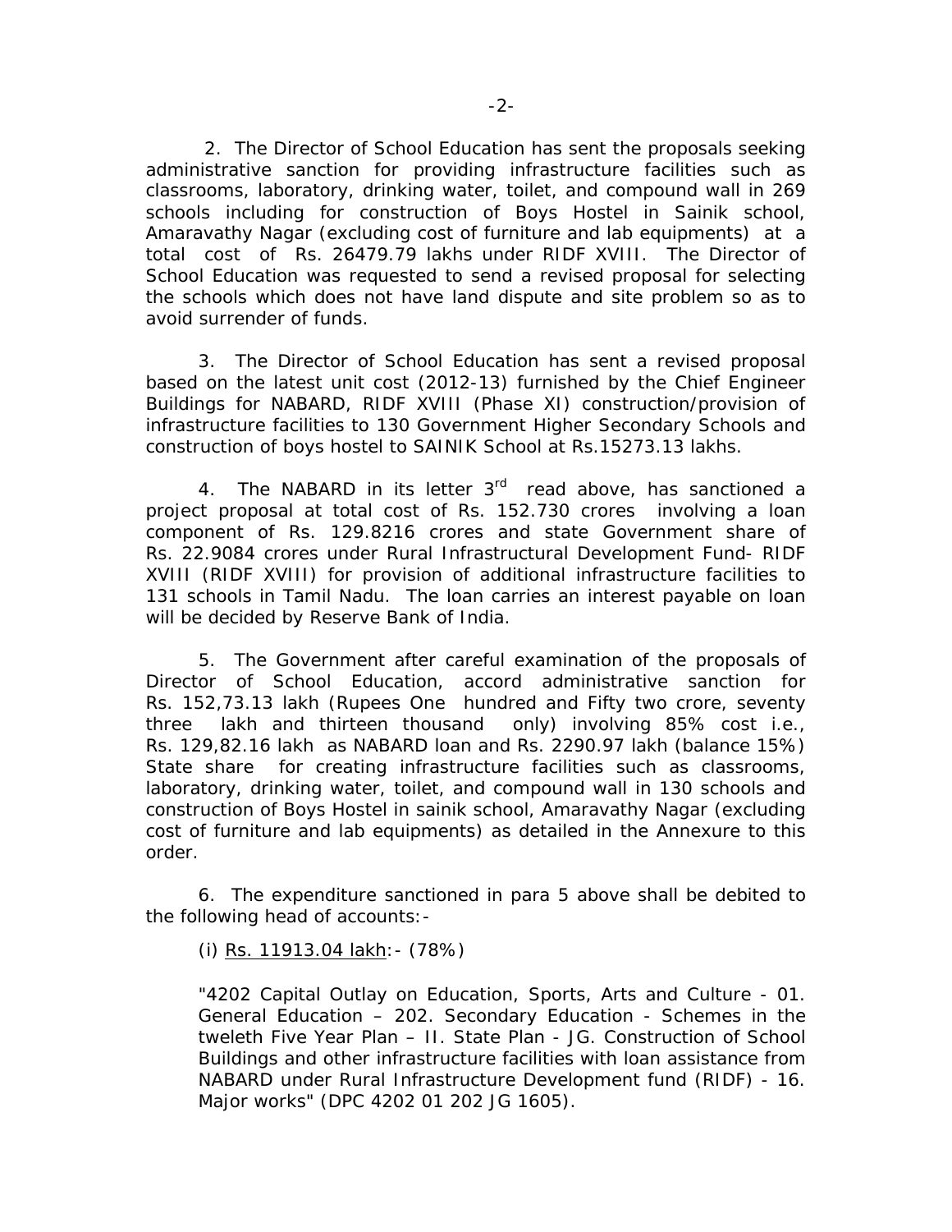2. The Director of School Education has sent the proposals seeking administrative sanction for providing infrastructure facilities such as classrooms, laboratory, drinking water, toilet, and compound wall in 269 schools including for construction of Boys Hostel in Sainik school, Amaravathy Nagar (excluding cost of furniture and lab equipments) at a total cost of Rs. 26479.79 lakhs under RIDF XVIII. The Director of School Education was requested to send a revised proposal for selecting the schools which does not have land dispute and site problem so as to avoid surrender of funds.

3. The Director of School Education has sent a revised proposal based on the latest unit cost (2012-13) furnished by the Chief Engineer Buildings for NABARD, RIDF XVIII (Phase XI) construction/provision of infrastructure facilities to 130 Government Higher Secondary Schools and construction of boys hostel to SAINIK School at Rs.15273.13 lakhs.

4. The NABARD in its letter 3rd read above, has sanctioned a project proposal at total cost of Rs. 152.730 crores involving a loan component of Rs. 129.8216 crores and state Government share of Rs. 22.9084 crores under Rural Infrastructural Development Fund- RIDF XVIII (RIDF XVIII) for provision of additional infrastructure facilities to 131 schools in Tamil Nadu. The loan carries an interest payable on loan will be decided by Reserve Bank of India.

5. The Government after careful examination of the proposals of Director of School Education, accord administrative sanction for Rs. 152,73.13 lakh (Rupees One hundred and Fifty two crore, seventy three lakh and thirteen thousand only) involving 85% cost i.e., Rs. 129,82.16 lakh as NABARD loan and Rs. 2290.97 lakh (balance 15%) State share for creating infrastructure facilities such as classrooms, laboratory, drinking water, toilet, and compound wall in 130 schools and construction of Boys Hostel in sainik school, Amaravathy Nagar (excluding cost of furniture and lab equipments) as detailed in the Annexure to this order.

6. The expenditure sanctioned in para 5 above shall be debited to the following head of accounts:-

(i) Rs. 11913.04 lakh:- (78%)

"4202 Capital Outlay on Education, Sports, Arts and Culture - 01. General Education – 202. Secondary Education - Schemes in the tweleth Five Year Plan – II. State Plan - JG. Construction of School Buildings and other infrastructure facilities with loan assistance from NABARD under Rural Infrastructure Development fund (RIDF) - 16. Major works" (DPC 4202 01 202 JG 1605).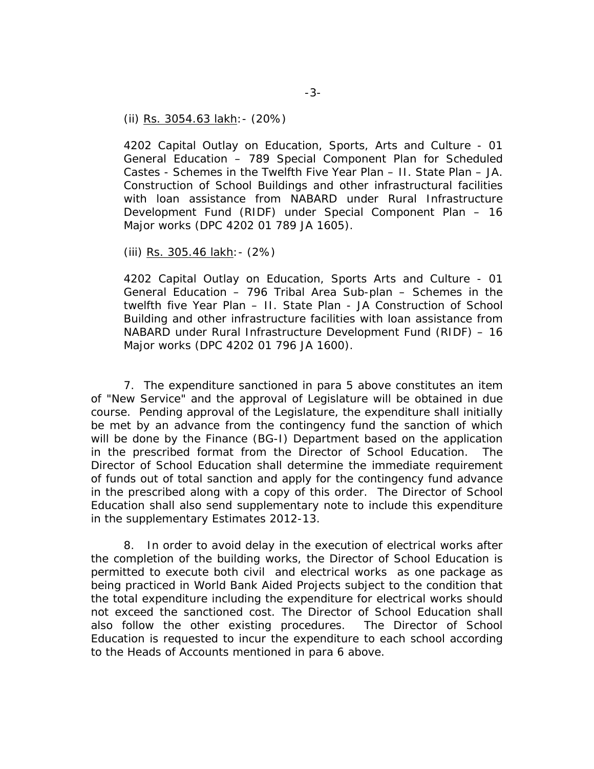(ii) Rs. 3054.63 lakh:- (20%)

4202 Capital Outlay on Education, Sports, Arts and Culture - 01 General Education – 789 Special Component Plan for Scheduled Castes - Schemes in the Twelfth Five Year Plan – II. State Plan – JA. Construction of School Buildings and other infrastructural facilities with loan assistance from NABARD under Rural Infrastructure Development Fund (RIDF) under Special Component Plan – 16 Major works (DPC 4202 01 789 JA 1605).

(iii) Rs. 305.46 lakh:- (2%)

4202 Capital Outlay on Education, Sports Arts and Culture - 01 General Education – 796 Tribal Area Sub-plan – Schemes in the twelfth five Year Plan – II. State Plan - JA Construction of School Building and other infrastructure facilities with loan assistance from NABARD under Rural Infrastructure Development Fund (RIDF) – 16 Major works (DPC 4202 01 796 JA 1600).

7. The expenditure sanctioned in para 5 above constitutes an item of "New Service" and the approval of Legislature will be obtained in due course. Pending approval of the Legislature, the expenditure shall initially be met by an advance from the contingency fund the sanction of which will be done by the Finance (BG-I) Department based on the application in the prescribed format from the Director of School Education. The Director of School Education shall determine the immediate requirement of funds out of total sanction and apply for the contingency fund advance in the prescribed along with a copy of this order. The Director of School Education shall also send supplementary note to include this expenditure in the supplementary Estimates 2012-13.

8. In order to avoid delay in the execution of electrical works after the completion of the building works, the Director of School Education is permitted to execute both civil and electrical works as one package as being practiced in World Bank Aided Projects subject to the condition that the total expenditure including the expenditure for electrical works should not exceed the sanctioned cost. The Director of School Education shall also follow the other existing procedures. The Director of School Education is requested to incur the expenditure to each school according to the Heads of Accounts mentioned in para 6 above.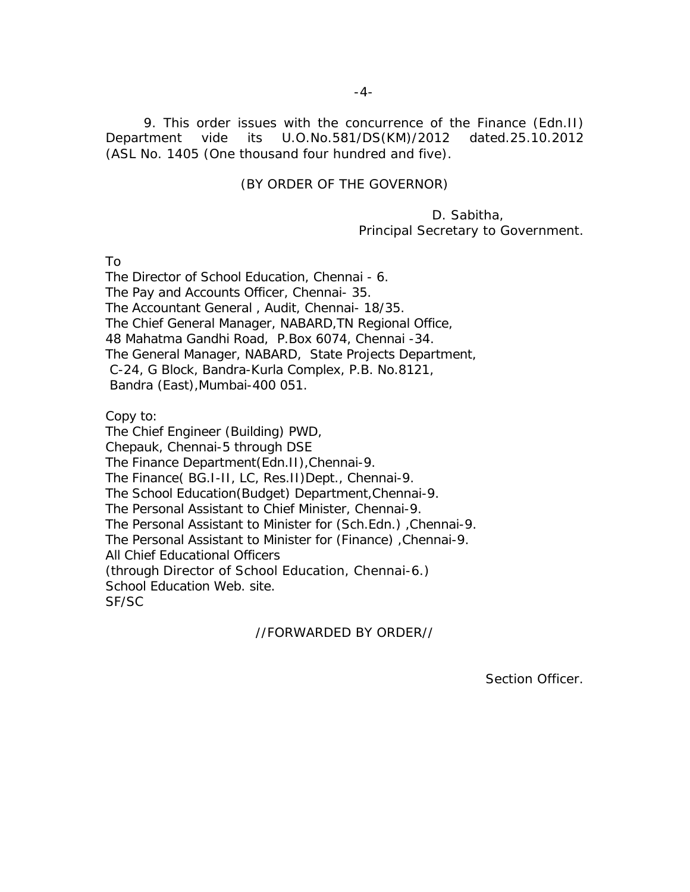9. This order issues with the concurrence of the Finance (Edn.II) Department vide its U.O.No.581/DS(KM)/2012 dated.25.10.2012 (ASL No. 1405 (One thousand four hundred and five).

(BY ORDER OF THE GOVERNOR)

D. Sabitha,
Principal Secretary to Government.

To
The Director of School Education, Chennai - 6.
The Pay and Accounts Officer, Chennai- 35.
The Accountant General , Audit, Chennai- 18/35.
The Chief General Manager, NABARD,TN Regional Office,
48 Mahatma Gandhi Road, P.Box 6074, Chennai -34.
The General Manager, NABARD, State Projects Department,
C-24, G Block, Bandra-Kurla Complex, P.B. No.8121,
Bandra (East),Mumbai-400 051.

Copy to:
The Chief Engineer (Building) PWD,
Chepauk, Chennai-5 through DSE
The Finance Department(Edn.II),Chennai-9.
The Finance( BG.I-II, LC, Res.II)Dept., Chennai-9.
The School Education(Budget) Department,Chennai-9.
The Personal Assistant to Chief Minister, Chennai-9.
The Personal Assistant to Minister for (Sch.Edn.) ,Chennai-9.
The Personal Assistant to Minister for (Finance) ,Chennai-9.
All Chief Educational Officers
(through Director of School Education, Chennai-6.)
School Education Web. site.
SF/SC

//FORWARDED BY ORDER//

Section Officer.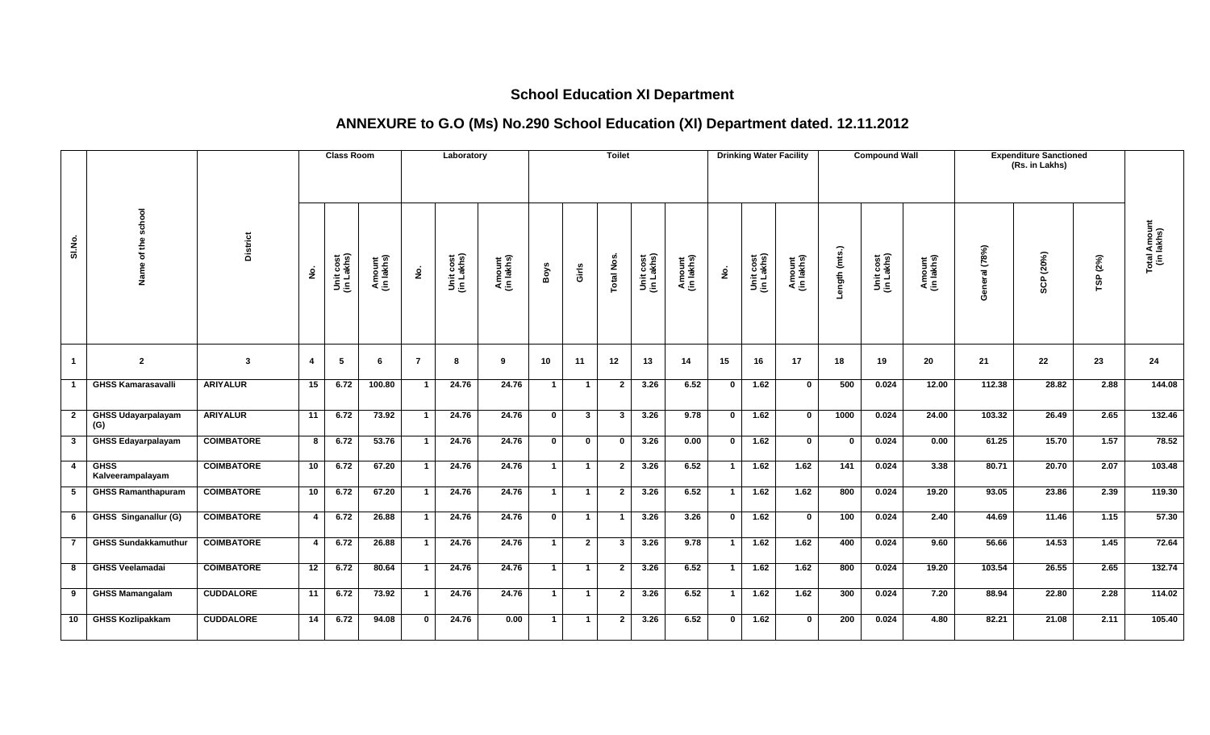## School Education XI Department

## ANNEXURE to G.O (Ms) No.290 School Education (XI) Department dated. 12.11.2012

| Sl.No. | Name of the school | District | Class Room | | | Laboratory | | | Toilet | | | | | Drinking Water Facility | | | Compound Wall | | | Expenditure Sanctioned (Rs. in Lakhs) | | | Total Amount (in lakhs) |
|---|---|---|---|---|---|---|---|---|---|---|---|---|---|---|---|---|---|---|---|---|---|---|---|
| | | | No. | Unit cost (in Lakhs) | Amount (in lakhs) | No. | Unit cost (in Lakhs) | Amount (in lakhs) | Boys | Girls | Total Nos. | Unit cost (in Lakhs) | Amount (in lakhs) | No. | Unit cost (in Lakhs) | Amount (in lakhs) | Length (mts.) | Unit cost (in Lakhs) | Amount (in lakhs) | General (78%) | SCP (20%) | TSP (2%) | |
| 1 | 2 | 3 | 4 | 5 | 6 | 7 | 8 | 9 | 10 | 11 | 12 | 13 | 14 | 15 | 16 | 17 | 18 | 19 | 20 | 21 | 22 | 23 | 24 |
| 1 | GHSS Kamarasavalli | ARIYALUR | 15 | 6.72 | 100.80 | 1 | 24.76 | 24.76 | 1 | 1 | 2 | 3.26 | 6.52 | 0 | 1.62 | 0 | 500 | 0.024 | 12.00 | 112.38 | 28.82 | 2.88 | 144.08 |
| 2 | GHSS Udayarpalayam (G) | ARIYALUR | 11 | 6.72 | 73.92 | 1 | 24.76 | 24.76 | 0 | 3 | 3 | 3.26 | 9.78 | 0 | 1.62 | 0 | 1000 | 0.024 | 24.00 | 103.32 | 26.49 | 2.65 | 132.46 |
| 3 | GHSS Edayarpalayam | COIMBATORE | 8 | 6.72 | 53.76 | 1 | 24.76 | 24.76 | 0 | 0 | 0 | 3.26 | 0.00 | 0 | 1.62 | 0 | 0 | 0.024 | 0.00 | 61.25 | 15.70 | 1.57 | 78.52 |
| 4 | GHSS Kalveerampalayam | COIMBATORE | 10 | 6.72 | 67.20 | 1 | 24.76 | 24.76 | 1 | 1 | 2 | 3.26 | 6.52 | 1 | 1.62 | 1.62 | 141 | 0.024 | 3.38 | 80.71 | 20.70 | 2.07 | 103.48 |
| 5 | GHSS Ramanthapuram | COIMBATORE | 10 | 6.72 | 67.20 | 1 | 24.76 | 24.76 | 1 | 1 | 2 | 3.26 | 6.52 | 1 | 1.62 | 1.62 | 800 | 0.024 | 19.20 | 93.05 | 23.86 | 2.39 | 119.30 |
| 6 | GHSS Singanallur (G) | COIMBATORE | 4 | 6.72 | 26.88 | 1 | 24.76 | 24.76 | 0 | 1 | 1 | 3.26 | 3.26 | 0 | 1.62 | 0 | 100 | 0.024 | 2.40 | 44.69 | 11.46 | 1.15 | 57.30 |
| 7 | GHSS Sundakkamuthur | COIMBATORE | 4 | 6.72 | 26.88 | 1 | 24.76 | 24.76 | 1 | 2 | 3 | 3.26 | 9.78 | 1 | 1.62 | 1.62 | 400 | 0.024 | 9.60 | 56.66 | 14.53 | 1.45 | 72.64 |
| 8 | GHSS Veelamadai | COIMBATORE | 12 | 6.72 | 80.64 | 1 | 24.76 | 24.76 | 1 | 1 | 2 | 3.26 | 6.52 | 1 | 1.62 | 1.62 | 800 | 0.024 | 19.20 | 103.54 | 26.55 | 2.65 | 132.74 |
| 9 | GHSS Mamangalam | CUDDALORE | 11 | 6.72 | 73.92 | 1 | 24.76 | 24.76 | 1 | 1 | 2 | 3.26 | 6.52 | 1 | 1.62 | 1.62 | 300 | 0.024 | 7.20 | 88.94 | 22.80 | 2.28 | 114.02 |
| 10 | GHSS Kozlipakkam | CUDDALORE | 14 | 6.72 | 94.08 | 0 | 24.76 | 0.00 | 1 | 1 | 2 | 3.26 | 6.52 | 0 | 1.62 | 0 | 200 | 0.024 | 4.80 | 82.21 | 21.08 | 2.11 | 105.40 |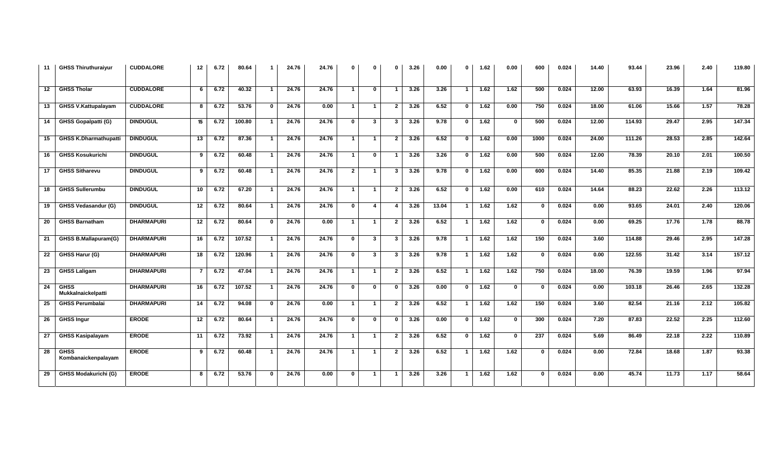| | | | | | | | | | | | | | | | | | | | | | | | | |
|---|---|---|---|---|---|---|---|---|---|---|---|---|---|---|---|---|---|---|---|---|---|---|---|---|
| 11 | GHSS Thiruthuraiyur | CUDDALORE | 12 | 6.72 | 80.64 | 1 | 24.76 | 24.76 | 0 | 0 | 0 | 3.26 | 0.00 | 0 | 1.62 | 0.00 | 600 | 0.024 | 14.40 | 93.44 | 23.96 | 2.40 | 119.80 |
| 12 | GHSS Tholar | CUDDALORE | 6 | 6.72 | 40.32 | 1 | 24.76 | 24.76 | 1 | 0 | 1 | 3.26 | 3.26 | 1 | 1.62 | 1.62 | 500 | 0.024 | 12.00 | 63.93 | 16.39 | 1.64 | 81.96 |
| 13 | GHSS V.Kattupalayam | CUDDALORE | 8 | 6.72 | 53.76 | 0 | 24.76 | 0.00 | 1 | 1 | 2 | 3.26 | 6.52 | 0 | 1.62 | 0.00 | 750 | 0.024 | 18.00 | 61.06 | 15.66 | 1.57 | 78.28 |
| 14 | GHSS Gopalpatti (G) | DINDUGUL | 15 | 6.72 | 100.80 | 1 | 24.76 | 24.76 | 0 | 3 | 3 | 3.26 | 9.78 | 0 | 1.62 | 0 | 500 | 0.024 | 12.00 | 114.93 | 29.47 | 2.95 | 147.34 |
| 15 | GHSS K.Dharmathupatti | DINDUGUL | 13 | 6.72 | 87.36 | 1 | 24.76 | 24.76 | 1 | 1 | 2 | 3.26 | 6.52 | 0 | 1.62 | 0.00 | 1000 | 0.024 | 24.00 | 111.26 | 28.53 | 2.85 | 142.64 |
| 16 | GHSS Kosukurichi | DINDUGUL | 9 | 6.72 | 60.48 | 1 | 24.76 | 24.76 | 1 | 0 | 1 | 3.26 | 3.26 | 0 | 1.62 | 0.00 | 500 | 0.024 | 12.00 | 78.39 | 20.10 | 2.01 | 100.50 |
| 17 | GHSS Sitharevu | DINDUGUL | 9 | 6.72 | 60.48 | 1 | 24.76 | 24.76 | 2 | 1 | 3 | 3.26 | 9.78 | 0 | 1.62 | 0.00 | 600 | 0.024 | 14.40 | 85.35 | 21.88 | 2.19 | 109.42 |
| 18 | GHSS Sullerumbu | DINDUGUL | 10 | 6.72 | 67.20 | 1 | 24.76 | 24.76 | 1 | 1 | 2 | 3.26 | 6.52 | 0 | 1.62 | 0.00 | 610 | 0.024 | 14.64 | 88.23 | 22.62 | 2.26 | 113.12 |
| 19 | GHSS Vedasandur (G) | DINDUGUL | 12 | 6.72 | 80.64 | 1 | 24.76 | 24.76 | 0 | 4 | 4 | 3.26 | 13.04 | 1 | 1.62 | 1.62 | 0 | 0.024 | 0.00 | 93.65 | 24.01 | 2.40 | 120.06 |
| 20 | GHSS Barnatham | DHARMAPURI | 12 | 6.72 | 80.64 | 0 | 24.76 | 0.00 | 1 | 1 | 2 | 3.26 | 6.52 | 1 | 1.62 | 1.62 | 0 | 0.024 | 0.00 | 69.25 | 17.76 | 1.78 | 88.78 |
| 21 | GHSS B.Mallapuram(G) | DHARMAPURI | 16 | 6.72 | 107.52 | 1 | 24.76 | 24.76 | 0 | 3 | 3 | 3.26 | 9.78 | 1 | 1.62 | 1.62 | 150 | 0.024 | 3.60 | 114.88 | 29.46 | 2.95 | 147.28 |
| 22 | GHSS Harur (G) | DHARMAPURI | 18 | 6.72 | 120.96 | 1 | 24.76 | 24.76 | 0 | 3 | 3 | 3.26 | 9.78 | 1 | 1.62 | 1.62 | 0 | 0.024 | 0.00 | 122.55 | 31.42 | 3.14 | 157.12 |
| 23 | GHSS Laligam | DHARMAPURI | 7 | 6.72 | 47.04 | 1 | 24.76 | 24.76 | 1 | 1 | 2 | 3.26 | 6.52 | 1 | 1.62 | 1.62 | 750 | 0.024 | 18.00 | 76.39 | 19.59 | 1.96 | 97.94 |
| 24 | GHSS Mukkalnaickelpatti | DHARMAPURI | 16 | 6.72 | 107.52 | 1 | 24.76 | 24.76 | 0 | 0 | 0 | 3.26 | 0.00 | 0 | 1.62 | 0 | 0 | 0.024 | 0.00 | 103.18 | 26.46 | 2.65 | 132.28 |
| 25 | GHSS Perumbalai | DHARMAPURI | 14 | 6.72 | 94.08 | 0 | 24.76 | 0.00 | 1 | 1 | 2 | 3.26 | 6.52 | 1 | 1.62 | 1.62 | 150 | 0.024 | 3.60 | 82.54 | 21.16 | 2.12 | 105.82 |
| 26 | GHSS Ingur | ERODE | 12 | 6.72 | 80.64 | 1 | 24.76 | 24.76 | 0 | 0 | 0 | 3.26 | 0.00 | 0 | 1.62 | 0 | 300 | 0.024 | 7.20 | 87.83 | 22.52 | 2.25 | 112.60 |
| 27 | GHSS Kasipalayam | ERODE | 11 | 6.72 | 73.92 | 1 | 24.76 | 24.76 | 1 | 1 | 2 | 3.26 | 6.52 | 0 | 1.62 | 0 | 237 | 0.024 | 5.69 | 86.49 | 22.18 | 2.22 | 110.89 |
| 28 | GHSS Kombanaickenpalayam | ERODE | 9 | 6.72 | 60.48 | 1 | 24.76 | 24.76 | 1 | 1 | 2 | 3.26 | 6.52 | 1 | 1.62 | 1.62 | 0 | 0.024 | 0.00 | 72.84 | 18.68 | 1.87 | 93.38 |
| 29 | GHSS Modakurichi (G) | ERODE | 8 | 6.72 | 53.76 | 0 | 24.76 | 0.00 | 0 | 1 | 1 | 3.26 | 3.26 | 1 | 1.62 | 1.62 | 0 | 0.024 | 0.00 | 45.74 | 11.73 | 1.17 | 58.64 |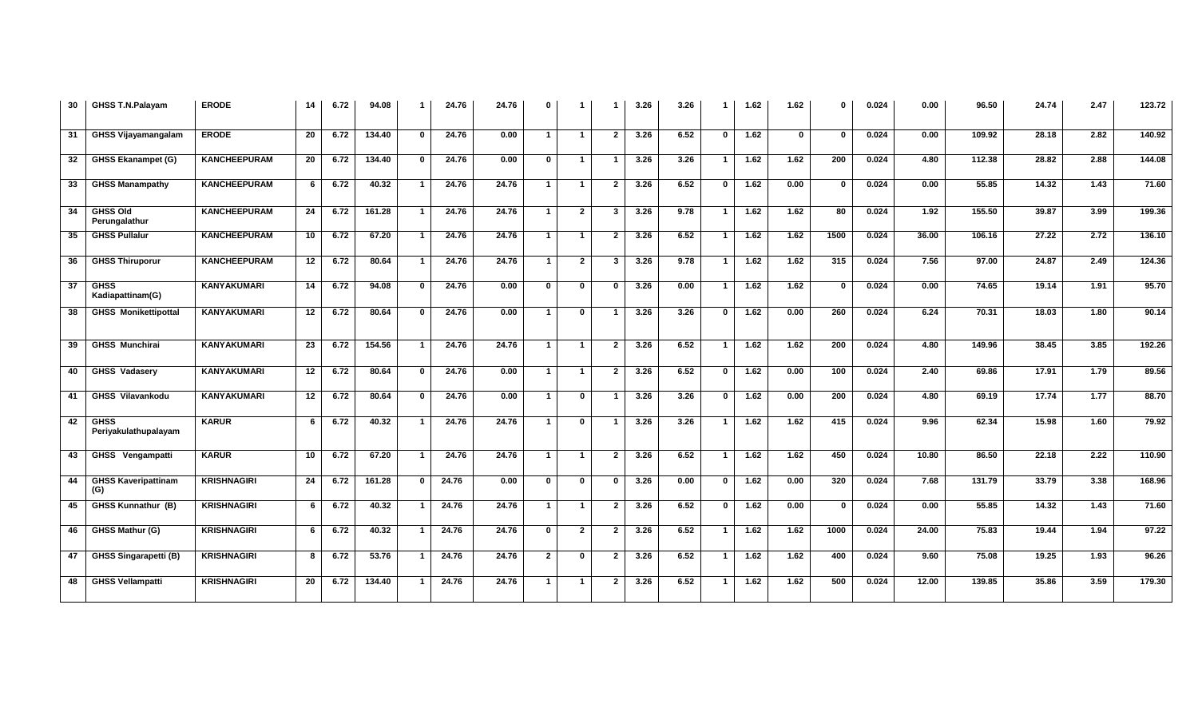| 30 | GHSS T.N.Palayam | ERODE | 14 | 6.72 | 94.08 | 1 | 24.76 | 24.76 | 0 | 1 | 1 | 3.26 | 3.26 | 1 | 1.62 | 1.62 | 0 | 0.024 | 0.00 | 96.50 | 24.74 | 2.47 | 123.72 |
|---|---|---|---|---|---|---|---|---|---|---|---|---|---|---|---|---|---|---|---|---|---|---|---|
| 31 | GHSS Vijayamangalam | ERODE | 20 | 6.72 | 134.40 | 0 | 24.76 | 0.00 | 1 | 1 | 2 | 3.26 | 6.52 | 0 | 1.62 | 0 | 0 | 0.024 | 0.00 | 109.92 | 28.18 | 2.82 | 140.92 |
| 32 | GHSS Ekanampet (G) | KANCHEEPURAM | 20 | 6.72 | 134.40 | 0 | 24.76 | 0.00 | 0 | 1 | 1 | 3.26 | 3.26 | 1 | 1.62 | 1.62 | 200 | 0.024 | 4.80 | 112.38 | 28.82 | 2.88 | 144.08 |
| 33 | GHSS Manampathy | KANCHEEPURAM | 6 | 6.72 | 40.32 | 1 | 24.76 | 24.76 | 1 | 1 | 2 | 3.26 | 6.52 | 0 | 1.62 | 0.00 | 0 | 0.024 | 0.00 | 55.85 | 14.32 | 1.43 | 71.60 |
| 34 | GHSS Old Perungalathur | KANCHEEPURAM | 24 | 6.72 | 161.28 | 1 | 24.76 | 24.76 | 1 | 2 | 3 | 3.26 | 9.78 | 1 | 1.62 | 1.62 | 80 | 0.024 | 1.92 | 155.50 | 39.87 | 3.99 | 199.36 |
| 35 | GHSS Pullalur | KANCHEEPURAM | 10 | 6.72 | 67.20 | 1 | 24.76 | 24.76 | 1 | 1 | 2 | 3.26 | 6.52 | 1 | 1.62 | 1.62 | 1500 | 0.024 | 36.00 | 106.16 | 27.22 | 2.72 | 136.10 |
| 36 | GHSS Thiruporur | KANCHEEPURAM | 12 | 6.72 | 80.64 | 1 | 24.76 | 24.76 | 1 | 2 | 3 | 3.26 | 9.78 | 1 | 1.62 | 1.62 | 315 | 0.024 | 7.56 | 97.00 | 24.87 | 2.49 | 124.36 |
| 37 | GHSS Kadiapattinam(G) | KANYAKUMARI | 14 | 6.72 | 94.08 | 0 | 24.76 | 0.00 | 0 | 0 | 0 | 3.26 | 0.00 | 1 | 1.62 | 1.62 | 0 | 0.024 | 0.00 | 74.65 | 19.14 | 1.91 | 95.70 |
| 38 | GHSS Monikettipottal | KANYAKUMARI | 12 | 6.72 | 80.64 | 0 | 24.76 | 0.00 | 1 | 0 | 1 | 3.26 | 3.26 | 0 | 1.62 | 0.00 | 260 | 0.024 | 6.24 | 70.31 | 18.03 | 1.80 | 90.14 |
| 39 | GHSS Munchirai | KANYAKUMARI | 23 | 6.72 | 154.56 | 1 | 24.76 | 24.76 | 1 | 1 | 2 | 3.26 | 6.52 | 1 | 1.62 | 1.62 | 200 | 0.024 | 4.80 | 149.96 | 38.45 | 3.85 | 192.26 |
| 40 | GHSS Vadasery | KANYAKUMARI | 12 | 6.72 | 80.64 | 0 | 24.76 | 0.00 | 1 | 1 | 2 | 3.26 | 6.52 | 0 | 1.62 | 0.00 | 100 | 0.024 | 2.40 | 69.86 | 17.91 | 1.79 | 89.56 |
| 41 | GHSS Vilavankodu | KANYAKUMARI | 12 | 6.72 | 80.64 | 0 | 24.76 | 0.00 | 1 | 0 | 1 | 3.26 | 3.26 | 0 | 1.62 | 0.00 | 200 | 0.024 | 4.80 | 69.19 | 17.74 | 1.77 | 88.70 |
| 42 | GHSS Periyakulathupalayam | KARUR | 6 | 6.72 | 40.32 | 1 | 24.76 | 24.76 | 1 | 0 | 1 | 3.26 | 3.26 | 1 | 1.62 | 1.62 | 415 | 0.024 | 9.96 | 62.34 | 15.98 | 1.60 | 79.92 |
| 43 | GHSS Vengampatti | KARUR | 10 | 6.72 | 67.20 | 1 | 24.76 | 24.76 | 1 | 1 | 2 | 3.26 | 6.52 | 1 | 1.62 | 1.62 | 450 | 0.024 | 10.80 | 86.50 | 22.18 | 2.22 | 110.90 |
| 44 | GHSS Kaveripattinam (G) | KRISHNAGIRI | 24 | 6.72 | 161.28 | 0 | 24.76 | 0.00 | 0 | 0 | 0 | 3.26 | 0.00 | 0 | 1.62 | 0.00 | 320 | 0.024 | 7.68 | 131.79 | 33.79 | 3.38 | 168.96 |
| 45 | GHSS Kunnathur (B) | KRISHNAGIRI | 6 | 6.72 | 40.32 | 1 | 24.76 | 24.76 | 1 | 1 | 2 | 3.26 | 6.52 | 0 | 1.62 | 0.00 | 0 | 0.024 | 0.00 | 55.85 | 14.32 | 1.43 | 71.60 |
| 46 | GHSS Mathur (G) | KRISHNAGIRI | 6 | 6.72 | 40.32 | 1 | 24.76 | 24.76 | 0 | 2 | 2 | 3.26 | 6.52 | 1 | 1.62 | 1.62 | 1000 | 0.024 | 24.00 | 75.83 | 19.44 | 1.94 | 97.22 |
| 47 | GHSS Singarapetti (B) | KRISHNAGIRI | 8 | 6.72 | 53.76 | 1 | 24.76 | 24.76 | 2 | 0 | 2 | 3.26 | 6.52 | 1 | 1.62 | 1.62 | 400 | 0.024 | 9.60 | 75.08 | 19.25 | 1.93 | 96.26 |
| 48 | GHSS Vellampatti | KRISHNAGIRI | 20 | 6.72 | 134.40 | 1 | 24.76 | 24.76 | 1 | 1 | 2 | 3.26 | 6.52 | 1 | 1.62 | 1.62 | 500 | 0.024 | 12.00 | 139.85 | 35.86 | 3.59 | 179.30 |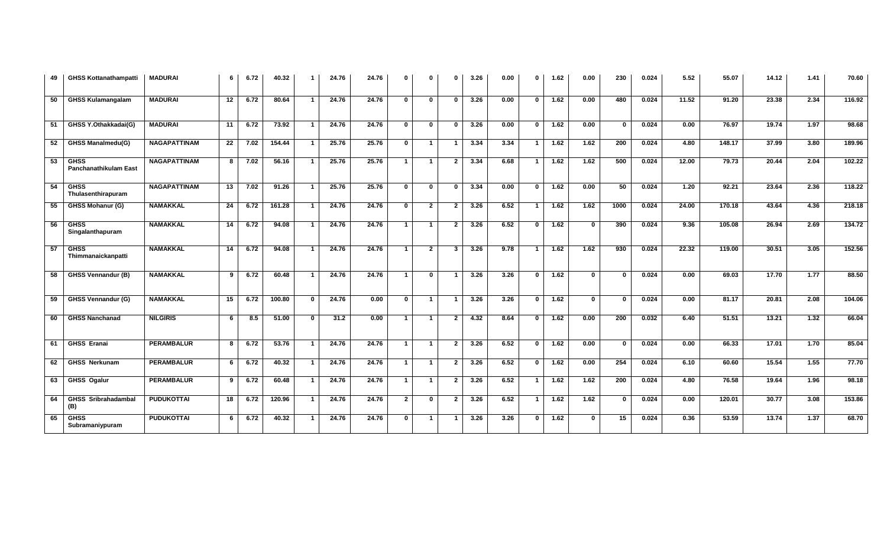| 49 | GHSS Kottanathampatti | MADURAI | 6 | 6.72 | 40.32 | 1 | 24.76 | 24.76 | 0 | 0 | 0 | 3.26 | 0.00 | 0 | 1.62 | 0.00 | 230 | 0.024 | 5.52 | 55.07 | 14.12 | 1.41 | 70.60 |
|---|---|---|---|---|---|---|---|---|---|---|---|---|---|---|---|---|---|---|---|---|---|---|---|
| 50 | GHSS Kulamangalam | MADURAI | 12 | 6.72 | 80.64 | 1 | 24.76 | 24.76 | 0 | 0 | 0 | 3.26 | 0.00 | 0 | 1.62 | 0.00 | 480 | 0.024 | 11.52 | 91.20 | 23.38 | 2.34 | 116.92 |
| 51 | GHSS Y.Othakkadai(G) | MADURAI | 11 | 6.72 | 73.92 | 1 | 24.76 | 24.76 | 0 | 0 | 0 | 3.26 | 0.00 | 0 | 1.62 | 0.00 | 0 | 0.024 | 0.00 | 76.97 | 19.74 | 1.97 | 98.68 |
| 52 | GHSS Manalmedu(G) | NAGAPATTINAM | 22 | 7.02 | 154.44 | 1 | 25.76 | 25.76 | 0 | 1 | 1 | 3.34 | 3.34 | 1 | 1.62 | 1.62 | 200 | 0.024 | 4.80 | 148.17 | 37.99 | 3.80 | 189.96 |
| 53 | GHSS Panchanathikulam East | NAGAPATTINAM | 8 | 7.02 | 56.16 | 1 | 25.76 | 25.76 | 1 | 1 | 2 | 3.34 | 6.68 | 1 | 1.62 | 1.62 | 500 | 0.024 | 12.00 | 79.73 | 20.44 | 2.04 | 102.22 |
| 54 | GHSS Thulasenthirapuram | NAGAPATTINAM | 13 | 7.02 | 91.26 | 1 | 25.76 | 25.76 | 0 | 0 | 0 | 3.34 | 0.00 | 0 | 1.62 | 0.00 | 50 | 0.024 | 1.20 | 92.21 | 23.64 | 2.36 | 118.22 |
| 55 | GHSS Mohanur (G) | NAMAKKAL | 24 | 6.72 | 161.28 | 1 | 24.76 | 24.76 | 0 | 2 | 2 | 3.26 | 6.52 | 1 | 1.62 | 1.62 | 1000 | 0.024 | 24.00 | 170.18 | 43.64 | 4.36 | 218.18 |
| 56 | GHSS Singalanthapuram | NAMAKKAL | 14 | 6.72 | 94.08 | 1 | 24.76 | 24.76 | 1 | 1 | 2 | 3.26 | 6.52 | 0 | 1.62 | 0 | 390 | 0.024 | 9.36 | 105.08 | 26.94 | 2.69 | 134.72 |
| 57 | GHSS Thimmanaickanpatti | NAMAKKAL | 14 | 6.72 | 94.08 | 1 | 24.76 | 24.76 | 1 | 2 | 3 | 3.26 | 9.78 | 1 | 1.62 | 1.62 | 930 | 0.024 | 22.32 | 119.00 | 30.51 | 3.05 | 152.56 |
| 58 | GHSS Vennandur (B) | NAMAKKAL | 9 | 6.72 | 60.48 | 1 | 24.76 | 24.76 | 1 | 0 | 1 | 3.26 | 3.26 | 0 | 1.62 | 0 | 0 | 0.024 | 0.00 | 69.03 | 17.70 | 1.77 | 88.50 |
| 59 | GHSS Vennandur (G) | NAMAKKAL | 15 | 6.72 | 100.80 | 0 | 24.76 | 0.00 | 0 | 1 | 1 | 3.26 | 3.26 | 0 | 1.62 | 0 | 0 | 0.024 | 0.00 | 81.17 | 20.81 | 2.08 | 104.06 |
| 60 | GHSS Nanchanad | NILGIRIS | 6 | 8.5 | 51.00 | 0 | 31.2 | 0.00 | 1 | 1 | 2 | 4.32 | 8.64 | 0 | 1.62 | 0.00 | 200 | 0.032 | 6.40 | 51.51 | 13.21 | 1.32 | 66.04 |
| 61 | GHSS Eranai | PERAMBALUR | 8 | 6.72 | 53.76 | 1 | 24.76 | 24.76 | 1 | 1 | 2 | 3.26 | 6.52 | 0 | 1.62 | 0.00 | 0 | 0.024 | 0.00 | 66.33 | 17.01 | 1.70 | 85.04 |
| 62 | GHSS Nerkunam | PERAMBALUR | 6 | 6.72 | 40.32 | 1 | 24.76 | 24.76 | 1 | 1 | 2 | 3.26 | 6.52 | 0 | 1.62 | 0.00 | 254 | 0.024 | 6.10 | 60.60 | 15.54 | 1.55 | 77.70 |
| 63 | GHSS Ogalur | PERAMBALUR | 9 | 6.72 | 60.48 | 1 | 24.76 | 24.76 | 1 | 1 | 2 | 3.26 | 6.52 | 1 | 1.62 | 1.62 | 200 | 0.024 | 4.80 | 76.58 | 19.64 | 1.96 | 98.18 |
| 64 | GHSS Sribrahadambal (B) | PUDUKOTTAI | 18 | 6.72 | 120.96 | 1 | 24.76 | 24.76 | 2 | 0 | 2 | 3.26 | 6.52 | 1 | 1.62 | 1.62 | 0 | 0.024 | 0.00 | 120.01 | 30.77 | 3.08 | 153.86 |
| 65 | GHSS Subramaniypuram | PUDUKOTTAI | 6 | 6.72 | 40.32 | 1 | 24.76 | 24.76 | 0 | 1 | 1 | 3.26 | 3.26 | 0 | 1.62 | 0 | 15 | 0.024 | 0.36 | 53.59 | 13.74 | 1.37 | 68.70 |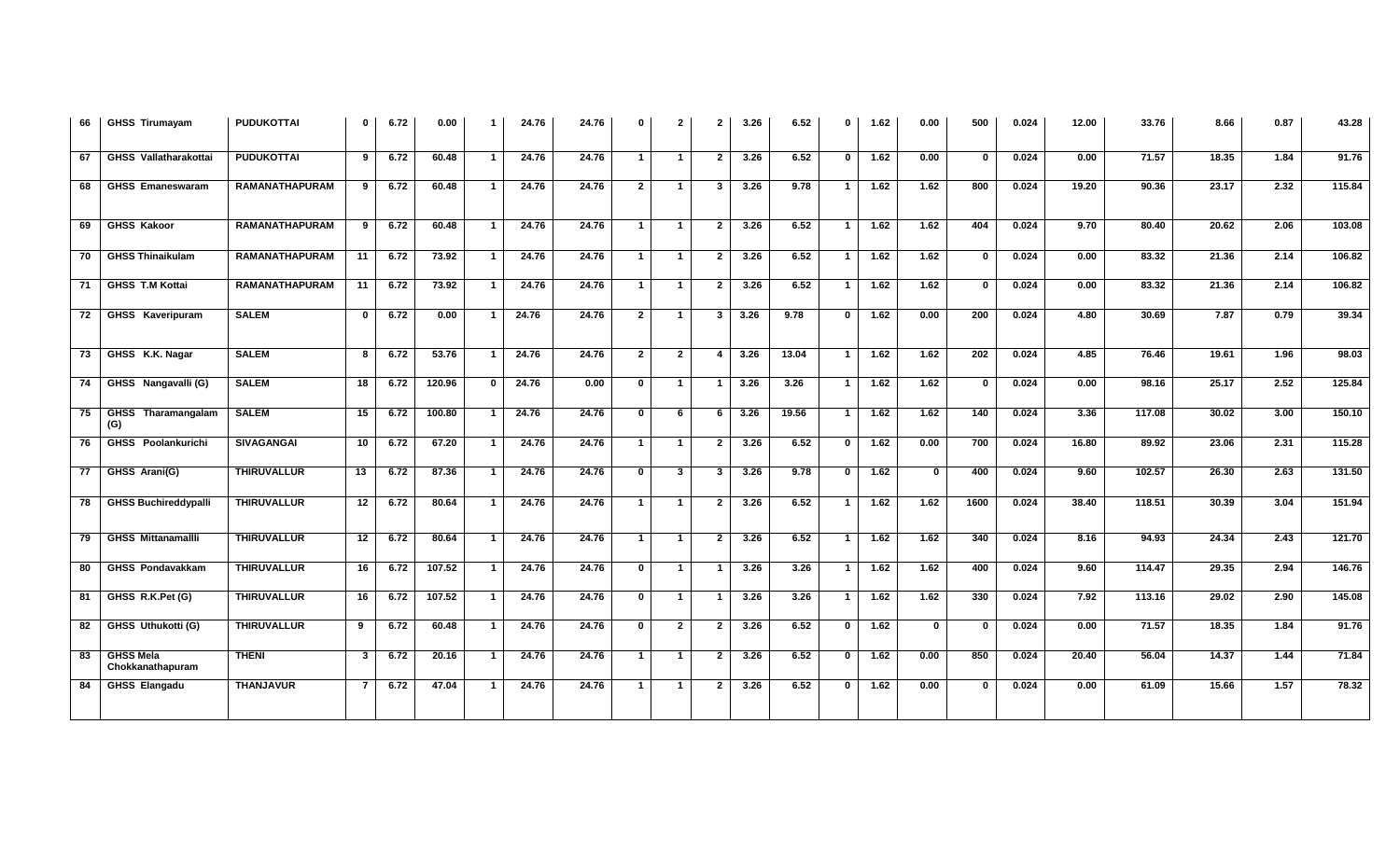| 66 | GHSS Tirumayam | PUDUKOTTAI | 0 | 6.72 | 0.00 | 1 | 24.76 | 24.76 | 0 | 2 | 2 | 3.26 | 6.52 | 0 | 1.62 | 0.00 | 500 | 0.024 | 12.00 | 33.76 | 8.66 | 0.87 | 43.28 |
|---|---|---|---|---|---|---|---|---|---|---|---|---|---|---|---|---|---|---|---|---|---|---|---|
| 67 | GHSS Vallatharakottai | PUDUKOTTAI | 9 | 6.72 | 60.48 | 1 | 24.76 | 24.76 | 1 | 1 | 2 | 3.26 | 6.52 | 0 | 1.62 | 0.00 | 0 | 0.024 | 0.00 | 71.57 | 18.35 | 1.84 | 91.76 |
| 68 | GHSS Emaneswaram | RAMANATHAPURAM | 9 | 6.72 | 60.48 | 1 | 24.76 | 24.76 | 2 | 1 | 3 | 3.26 | 9.78 | 1 | 1.62 | 1.62 | 800 | 0.024 | 19.20 | 90.36 | 23.17 | 2.32 | 115.84 |
| 69 | GHSS Kakoor | RAMANATHAPURAM | 9 | 6.72 | 60.48 | 1 | 24.76 | 24.76 | 1 | 1 | 2 | 3.26 | 6.52 | 1 | 1.62 | 1.62 | 404 | 0.024 | 9.70 | 80.40 | 20.62 | 2.06 | 103.08 |
| 70 | GHSS Thinaikulam | RAMANATHAPURAM | 11 | 6.72 | 73.92 | 1 | 24.76 | 24.76 | 1 | 1 | 2 | 3.26 | 6.52 | 1 | 1.62 | 1.62 | 0 | 0.024 | 0.00 | 83.32 | 21.36 | 2.14 | 106.82 |
| 71 | GHSS T.M Kottai | RAMANATHAPURAM | 11 | 6.72 | 73.92 | 1 | 24.76 | 24.76 | 1 | 1 | 2 | 3.26 | 6.52 | 1 | 1.62 | 1.62 | 0 | 0.024 | 0.00 | 83.32 | 21.36 | 2.14 | 106.82 |
| 72 | GHSS Kaveripuram | SALEM | 0 | 6.72 | 0.00 | 1 | 24.76 | 24.76 | 2 | 1 | 3 | 3.26 | 9.78 | 0 | 1.62 | 0.00 | 200 | 0.024 | 4.80 | 30.69 | 7.87 | 0.79 | 39.34 |
| 73 | GHSS K.K. Nagar | SALEM | 8 | 6.72 | 53.76 | 1 | 24.76 | 24.76 | 2 | 2 | 4 | 3.26 | 13.04 | 1 | 1.62 | 1.62 | 202 | 0.024 | 4.85 | 76.46 | 19.61 | 1.96 | 98.03 |
| 74 | GHSS Nangavalli (G) | SALEM | 18 | 6.72 | 120.96 | 0 | 24.76 | 0.00 | 0 | 1 | 1 | 3.26 | 3.26 | 1 | 1.62 | 1.62 | 0 | 0.024 | 0.00 | 98.16 | 25.17 | 2.52 | 125.84 |
| 75 | GHSS Tharamangalam (G) | SALEM | 15 | 6.72 | 100.80 | 1 | 24.76 | 24.76 | 0 | 6 | 6 | 3.26 | 19.56 | 1 | 1.62 | 1.62 | 140 | 0.024 | 3.36 | 117.08 | 30.02 | 3.00 | 150.10 |
| 76 | GHSS Poolankurichi | SIVAGANGAI | 10 | 6.72 | 67.20 | 1 | 24.76 | 24.76 | 1 | 1 | 2 | 3.26 | 6.52 | 0 | 1.62 | 0.00 | 700 | 0.024 | 16.80 | 89.92 | 23.06 | 2.31 | 115.28 |
| 77 | GHSS Arani(G) | THIRUVALLUR | 13 | 6.72 | 87.36 | 1 | 24.76 | 24.76 | 0 | 3 | 3 | 3.26 | 9.78 | 0 | 1.62 | 0 | 400 | 0.024 | 9.60 | 102.57 | 26.30 | 2.63 | 131.50 |
| 78 | GHSS Buchireddypalli | THIRUVALLUR | 12 | 6.72 | 80.64 | 1 | 24.76 | 24.76 | 1 | 1 | 2 | 3.26 | 6.52 | 1 | 1.62 | 1.62 | 1600 | 0.024 | 38.40 | 118.51 | 30.39 | 3.04 | 151.94 |
| 79 | GHSS Mittanamallli | THIRUVALLUR | 12 | 6.72 | 80.64 | 1 | 24.76 | 24.76 | 1 | 1 | 2 | 3.26 | 6.52 | 1 | 1.62 | 1.62 | 340 | 0.024 | 8.16 | 94.93 | 24.34 | 2.43 | 121.70 |
| 80 | GHSS Pondavakkam | THIRUVALLUR | 16 | 6.72 | 107.52 | 1 | 24.76 | 24.76 | 0 | 1 | 1 | 3.26 | 3.26 | 1 | 1.62 | 1.62 | 400 | 0.024 | 9.60 | 114.47 | 29.35 | 2.94 | 146.76 |
| 81 | GHSS R.K.Pet (G) | THIRUVALLUR | 16 | 6.72 | 107.52 | 1 | 24.76 | 24.76 | 0 | 1 | 1 | 3.26 | 3.26 | 1 | 1.62 | 1.62 | 330 | 0.024 | 7.92 | 113.16 | 29.02 | 2.90 | 145.08 |
| 82 | GHSS Uthukotti (G) | THIRUVALLUR | 9 | 6.72 | 60.48 | 1 | 24.76 | 24.76 | 0 | 2 | 2 | 3.26 | 6.52 | 0 | 1.62 | 0 | 0 | 0.024 | 0.00 | 71.57 | 18.35 | 1.84 | 91.76 |
| 83 | GHSS Mela Chokkanathapuram | THENI | 3 | 6.72 | 20.16 | 1 | 24.76 | 24.76 | 1 | 1 | 2 | 3.26 | 6.52 | 0 | 1.62 | 0.00 | 850 | 0.024 | 20.40 | 56.04 | 14.37 | 1.44 | 71.84 |
| 84 | GHSS Elangadu | THANJAVUR | 7 | 6.72 | 47.04 | 1 | 24.76 | 24.76 | 1 | 1 | 2 | 3.26 | 6.52 | 0 | 1.62 | 0.00 | 0 | 0.024 | 0.00 | 61.09 | 15.66 | 1.57 | 78.32 |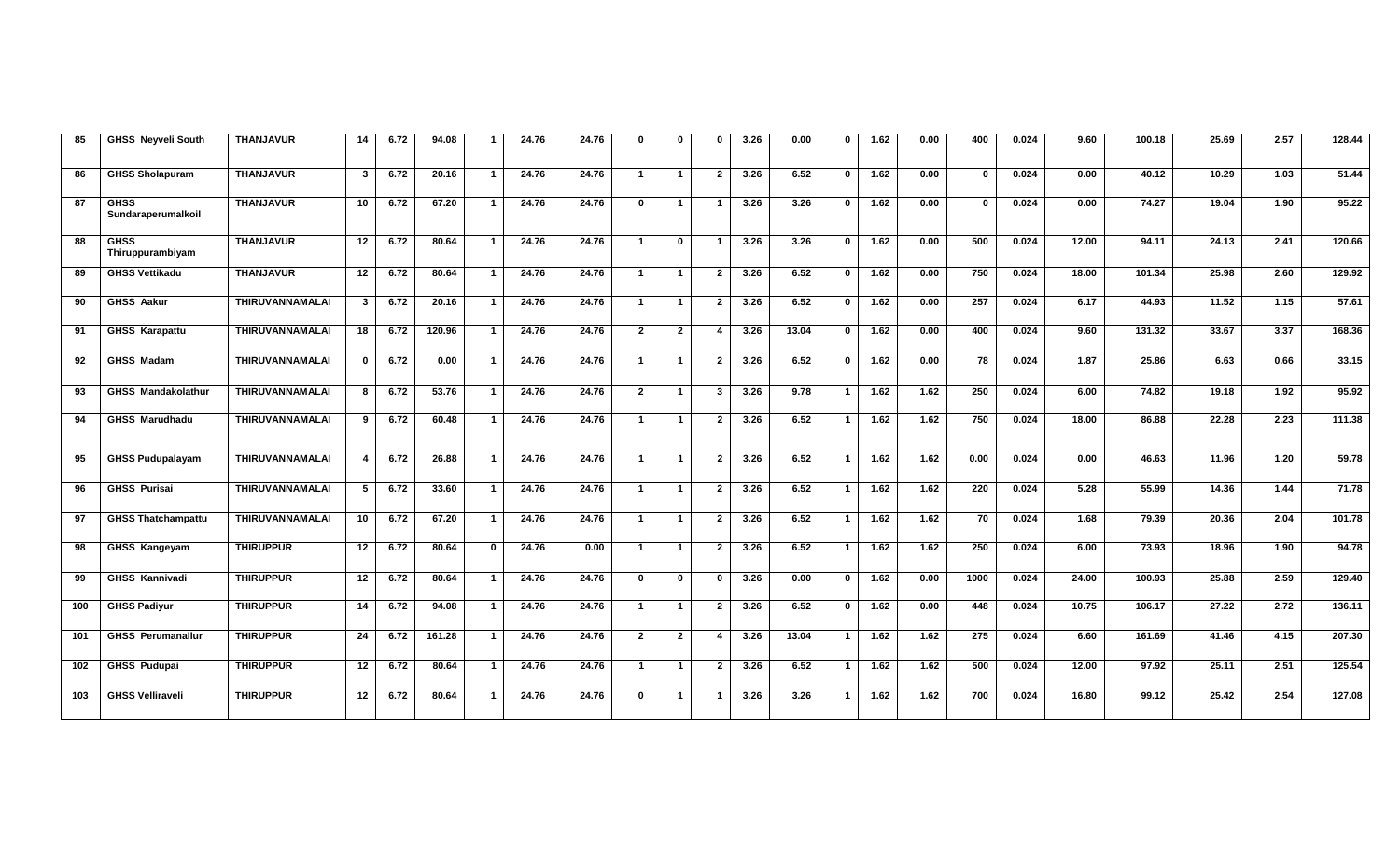| 85 | GHSS Neyveli South | THANJAVUR | 14 | 6.72 | 94.08 | 1 | 24.76 | 24.76 | 0 | 0 | 0 | 3.26 | 0.00 | 0 | 1.62 | 0.00 | 400 | 0.024 | 9.60 | 100.18 | 25.69 | 2.57 | 128.44 |
|---|---|---|---|---|---|---|---|---|---|---|---|---|---|---|---|---|---|---|---|---|---|---|---|
| 86 | GHSS Sholapuram | THANJAVUR | 3 | 6.72 | 20.16 | 1 | 24.76 | 24.76 | 1 | 1 | 2 | 3.26 | 6.52 | 0 | 1.62 | 0.00 | 0 | 0.024 | 0.00 | 40.12 | 10.29 | 1.03 | 51.44 |
| 87 | GHSS Sundaraperumalkoil | THANJAVUR | 10 | 6.72 | 67.20 | 1 | 24.76 | 24.76 | 0 | 1 | 1 | 3.26 | 3.26 | 0 | 1.62 | 0.00 | 0 | 0.024 | 0.00 | 74.27 | 19.04 | 1.90 | 95.22 |
| 88 | GHSS Thiruppurambiyam | THANJAVUR | 12 | 6.72 | 80.64 | 1 | 24.76 | 24.76 | 1 | 0 | 1 | 3.26 | 3.26 | 0 | 1.62 | 0.00 | 500 | 0.024 | 12.00 | 94.11 | 24.13 | 2.41 | 120.66 |
| 89 | GHSS Vettikadu | THANJAVUR | 12 | 6.72 | 80.64 | 1 | 24.76 | 24.76 | 1 | 1 | 2 | 3.26 | 6.52 | 0 | 1.62 | 0.00 | 750 | 0.024 | 18.00 | 101.34 | 25.98 | 2.60 | 129.92 |
| 90 | GHSS Aakur | THIRUVANNAMALAI | 3 | 6.72 | 20.16 | 1 | 24.76 | 24.76 | 1 | 1 | 2 | 3.26 | 6.52 | 0 | 1.62 | 0.00 | 257 | 0.024 | 6.17 | 44.93 | 11.52 | 1.15 | 57.61 |
| 91 | GHSS Karapattu | THIRUVANNAMALAI | 18 | 6.72 | 120.96 | 1 | 24.76 | 24.76 | 2 | 2 | 4 | 3.26 | 13.04 | 0 | 1.62 | 0.00 | 400 | 0.024 | 9.60 | 131.32 | 33.67 | 3.37 | 168.36 |
| 92 | GHSS Madam | THIRUVANNAMALAI | 0 | 6.72 | 0.00 | 1 | 24.76 | 24.76 | 1 | 1 | 2 | 3.26 | 6.52 | 0 | 1.62 | 0.00 | 78 | 0.024 | 1.87 | 25.86 | 6.63 | 0.66 | 33.15 |
| 93 | GHSS Mandakolathur | THIRUVANNAMALAI | 8 | 6.72 | 53.76 | 1 | 24.76 | 24.76 | 2 | 1 | 3 | 3.26 | 9.78 | 1 | 1.62 | 1.62 | 250 | 0.024 | 6.00 | 74.82 | 19.18 | 1.92 | 95.92 |
| 94 | GHSS Marudhadu | THIRUVANNAMALAI | 9 | 6.72 | 60.48 | 1 | 24.76 | 24.76 | 1 | 1 | 2 | 3.26 | 6.52 | 1 | 1.62 | 1.62 | 750 | 0.024 | 18.00 | 86.88 | 22.28 | 2.23 | 111.38 |
| 95 | GHSS Pudupalayam | THIRUVANNAMALAI | 4 | 6.72 | 26.88 | 1 | 24.76 | 24.76 | 1 | 1 | 2 | 3.26 | 6.52 | 1 | 1.62 | 1.62 | 0.00 | 0.024 | 0.00 | 46.63 | 11.96 | 1.20 | 59.78 |
| 96 | GHSS Purisai | THIRUVANNAMALAI | 5 | 6.72 | 33.60 | 1 | 24.76 | 24.76 | 1 | 1 | 2 | 3.26 | 6.52 | 1 | 1.62 | 1.62 | 220 | 0.024 | 5.28 | 55.99 | 14.36 | 1.44 | 71.78 |
| 97 | GHSS Thatchampattu | THIRUVANNAMALAI | 10 | 6.72 | 67.20 | 1 | 24.76 | 24.76 | 1 | 1 | 2 | 3.26 | 6.52 | 1 | 1.62 | 1.62 | 70 | 0.024 | 1.68 | 79.39 | 20.36 | 2.04 | 101.78 |
| 98 | GHSS Kangeyam | THIRUPPUR | 12 | 6.72 | 80.64 | 0 | 24.76 | 0.00 | 1 | 1 | 2 | 3.26 | 6.52 | 1 | 1.62 | 1.62 | 250 | 0.024 | 6.00 | 73.93 | 18.96 | 1.90 | 94.78 |
| 99 | GHSS Kannivadi | THIRUPPUR | 12 | 6.72 | 80.64 | 1 | 24.76 | 24.76 | 0 | 0 | 0 | 3.26 | 0.00 | 0 | 1.62 | 0.00 | 1000 | 0.024 | 24.00 | 100.93 | 25.88 | 2.59 | 129.40 |
| 100 | GHSS Padiyur | THIRUPPUR | 14 | 6.72 | 94.08 | 1 | 24.76 | 24.76 | 1 | 1 | 2 | 3.26 | 6.52 | 0 | 1.62 | 0.00 | 448 | 0.024 | 10.75 | 106.17 | 27.22 | 2.72 | 136.11 |
| 101 | GHSS Perumanallur | THIRUPPUR | 24 | 6.72 | 161.28 | 1 | 24.76 | 24.76 | 2 | 2 | 4 | 3.26 | 13.04 | 1 | 1.62 | 1.62 | 275 | 0.024 | 6.60 | 161.69 | 41.46 | 4.15 | 207.30 |
| 102 | GHSS Pudupai | THIRUPPUR | 12 | 6.72 | 80.64 | 1 | 24.76 | 24.76 | 1 | 1 | 2 | 3.26 | 6.52 | 1 | 1.62 | 1.62 | 500 | 0.024 | 12.00 | 97.92 | 25.11 | 2.51 | 125.54 |
| 103 | GHSS Velliraveli | THIRUPPUR | 12 | 6.72 | 80.64 | 1 | 24.76 | 24.76 | 0 | 1 | 1 | 3.26 | 3.26 | 1 | 1.62 | 1.62 | 700 | 0.024 | 16.80 | 99.12 | 25.42 | 2.54 | 127.08 |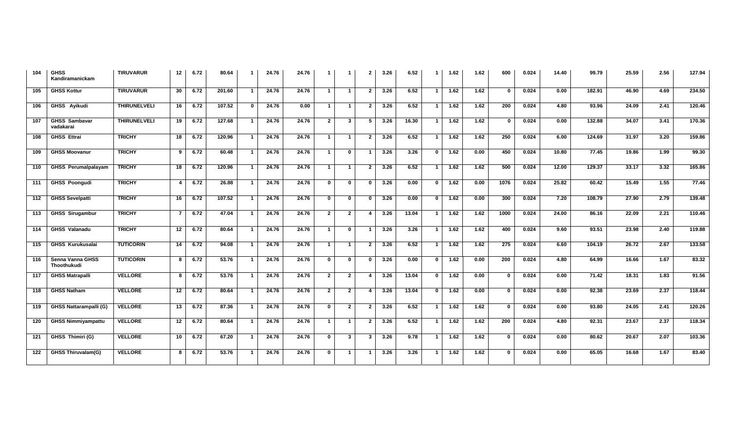| 104 | GHSS Kandiramanickam | TIRUVARUR | 12 | 6.72 | 80.64 | 1 | 24.76 | 24.76 | 1 | 1 | 2 | 3.26 | 6.52 | 1 | 1.62 | 1.62 | 600 | 0.024 | 14.40 | 99.79 | 25.59 | 2.56 | 127.94 |
|---|---|---|---|---|---|---|---|---|---|---|---|---|---|---|---|---|---|---|---|---|---|---|---|
| 105 | GHSS Kottur | TIRUVARUR | 30 | 6.72 | 201.60 | 1 | 24.76 | 24.76 | 1 | 1 | 2 | 3.26 | 6.52 | 1 | 1.62 | 1.62 | 0 | 0.024 | 0.00 | 182.91 | 46.90 | 4.69 | 234.50 |
| 106 | GHSS Ayikudi | THIRUNELVELI | 16 | 6.72 | 107.52 | 0 | 24.76 | 0.00 | 1 | 1 | 2 | 3.26 | 6.52 | 1 | 1.62 | 1.62 | 200 | 0.024 | 4.80 | 93.96 | 24.09 | 2.41 | 120.46 |
| 107 | GHSS Sambavar vadakarai | THIRUNELVELI | 19 | 6.72 | 127.68 | 1 | 24.76 | 24.76 | 2 | 3 | 5 | 3.26 | 16.30 | 1 | 1.62 | 1.62 | 0 | 0.024 | 0.00 | 132.88 | 34.07 | 3.41 | 170.36 |
| 108 | GHSS Ettrai | TRICHY | 18 | 6.72 | 120.96 | 1 | 24.76 | 24.76 | 1 | 1 | 2 | 3.26 | 6.52 | 1 | 1.62 | 1.62 | 250 | 0.024 | 6.00 | 124.69 | 31.97 | 3.20 | 159.86 |
| 109 | GHSS Moovanur | TRICHY | 9 | 6.72 | 60.48 | 1 | 24.76 | 24.76 | 1 | 0 | 1 | 3.26 | 3.26 | 0 | 1.62 | 0.00 | 450 | 0.024 | 10.80 | 77.45 | 19.86 | 1.99 | 99.30 |
| 110 | GHSS Perumalpalayam | TRICHY | 18 | 6.72 | 120.96 | 1 | 24.76 | 24.76 | 1 | 1 | 2 | 3.26 | 6.52 | 1 | 1.62 | 1.62 | 500 | 0.024 | 12.00 | 129.37 | 33.17 | 3.32 | 165.86 |
| 111 | GHSS Poongudi | TRICHY | 4 | 6.72 | 26.88 | 1 | 24.76 | 24.76 | 0 | 0 | 0 | 3.26 | 0.00 | 0 | 1.62 | 0.00 | 1076 | 0.024 | 25.82 | 60.42 | 15.49 | 1.55 | 77.46 |
| 112 | GHSS Sevelpatti | TRICHY | 16 | 6.72 | 107.52 | 1 | 24.76 | 24.76 | 0 | 0 | 0 | 3.26 | 0.00 | 0 | 1.62 | 0.00 | 300 | 0.024 | 7.20 | 108.79 | 27.90 | 2.79 | 139.48 |
| 113 | GHSS Sirugambur | TRICHY | 7 | 6.72 | 47.04 | 1 | 24.76 | 24.76 | 2 | 2 | 4 | 3.26 | 13.04 | 1 | 1.62 | 1.62 | 1000 | 0.024 | 24.00 | 86.16 | 22.09 | 2.21 | 110.46 |
| 114 | GHSS Valanadu | TRICHY | 12 | 6.72 | 80.64 | 1 | 24.76 | 24.76 | 1 | 0 | 1 | 3.26 | 3.26 | 1 | 1.62 | 1.62 | 400 | 0.024 | 9.60 | 93.51 | 23.98 | 2.40 | 119.88 |
| 115 | GHSS Kurukusalai | TUTICORIN | 14 | 6.72 | 94.08 | 1 | 24.76 | 24.76 | 1 | 1 | 2 | 3.26 | 6.52 | 1 | 1.62 | 1.62 | 275 | 0.024 | 6.60 | 104.19 | 26.72 | 2.67 | 133.58 |
| 116 | Senna Vanna GHSS Thoothukudi | TUTICORIN | 8 | 6.72 | 53.76 | 1 | 24.76 | 24.76 | 0 | 0 | 0 | 3.26 | 0.00 | 0 | 1.62 | 0.00 | 200 | 0.024 | 4.80 | 64.99 | 16.66 | 1.67 | 83.32 |
| 117 | GHSS Matrapalli | VELLORE | 8 | 6.72 | 53.76 | 1 | 24.76 | 24.76 | 2 | 2 | 4 | 3.26 | 13.04 | 0 | 1.62 | 0.00 | 0 | 0.024 | 0.00 | 71.42 | 18.31 | 1.83 | 91.56 |
| 118 | GHSS Natham | VELLORE | 12 | 6.72 | 80.64 | 1 | 24.76 | 24.76 | 2 | 2 | 4 | 3.26 | 13.04 | 0 | 1.62 | 0.00 | 0 | 0.024 | 0.00 | 92.38 | 23.69 | 2.37 | 118.44 |
| 119 | GHSS Nattarampalli (G) | VELLORE | 13 | 6.72 | 87.36 | 1 | 24.76 | 24.76 | 0 | 2 | 2 | 3.26 | 6.52 | 1 | 1.62 | 1.62 | 0 | 0.024 | 0.00 | 93.80 | 24.05 | 2.41 | 120.26 |
| 120 | GHSS Nimmiyampattu | VELLORE | 12 | 6.72 | 80.64 | 1 | 24.76 | 24.76 | 1 | 1 | 2 | 3.26 | 6.52 | 1 | 1.62 | 1.62 | 200 | 0.024 | 4.80 | 92.31 | 23.67 | 2.37 | 118.34 |
| 121 | GHSS Thimiri (G) | VELLORE | 10 | 6.72 | 67.20 | 1 | 24.76 | 24.76 | 0 | 3 | 3 | 3.26 | 9.78 | 1 | 1.62 | 1.62 | 0 | 0.024 | 0.00 | 80.62 | 20.67 | 2.07 | 103.36 |
| 122 | GHSS Thiruvalam(G) | VELLORE | 8 | 6.72 | 53.76 | 1 | 24.76 | 24.76 | 0 | 1 | 1 | 3.26 | 3.26 | 1 | 1.62 | 1.62 | 0 | 0.024 | 0.00 | 65.05 | 16.68 | 1.67 | 83.40 |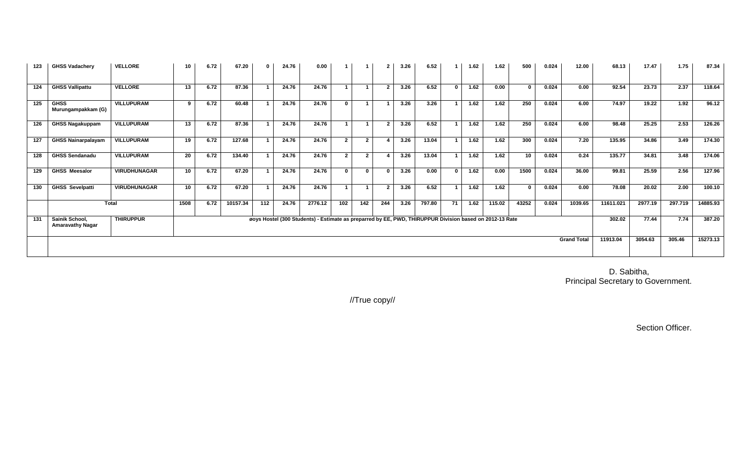| | | | | | | | | | | | | | | | | | | | | | | | | |
|---|---|---|---|---|---|---|---|---|---|---|---|---|---|---|---|---|---|---|---|---|---|---|---|---|
| 123 | GHSS Vadachery | VELLORE | 10 | 6.72 | 67.20 | 0 | 24.76 | 0.00 | 1 | 1 | 2 | 3.26 | 6.52 | 1 | 1.62 | 1.62 | 500 | 0.024 | 12.00 | 68.13 | 17.47 | 1.75 | 87.34 |
| 124 | GHSS Vallipattu | VELLORE | 13 | 6.72 | 87.36 | 1 | 24.76 | 24.76 | 1 | 1 | 2 | 3.26 | 6.52 | 0 | 1.62 | 0.00 | 0 | 0.024 | 0.00 | 92.54 | 23.73 | 2.37 | 118.64 |
| 125 | GHSS Murungampakkam (G) | VILLUPURAM | 9 | 6.72 | 60.48 | 1 | 24.76 | 24.76 | 0 | 1 | 1 | 3.26 | 3.26 | 1 | 1.62 | 1.62 | 250 | 0.024 | 6.00 | 74.97 | 19.22 | 1.92 | 96.12 |
| 126 | GHSS Nagakuppam | VILLUPURAM | 13 | 6.72 | 87.36 | 1 | 24.76 | 24.76 | 1 | 1 | 2 | 3.26 | 6.52 | 1 | 1.62 | 1.62 | 250 | 0.024 | 6.00 | 98.48 | 25.25 | 2.53 | 126.26 |
| 127 | GHSS Nainarpalayam | VILLUPURAM | 19 | 6.72 | 127.68 | 1 | 24.76 | 24.76 | 2 | 2 | 4 | 3.26 | 13.04 | 1 | 1.62 | 1.62 | 300 | 0.024 | 7.20 | 135.95 | 34.86 | 3.49 | 174.30 |
| 128 | GHSS Sendanadu | VILLUPURAM | 20 | 6.72 | 134.40 | 1 | 24.76 | 24.76 | 2 | 2 | 4 | 3.26 | 13.04 | 1 | 1.62 | 1.62 | 10 | 0.024 | 0.24 | 135.77 | 34.81 | 3.48 | 174.06 |
| 129 | GHSS Meesalor | VIRUDHUNAGAR | 10 | 6.72 | 67.20 | 1 | 24.76 | 24.76 | 0 | 0 | 0 | 3.26 | 0.00 | 0 | 1.62 | 0.00 | 1500 | 0.024 | 36.00 | 99.81 | 25.59 | 2.56 | 127.96 |
| 130 | GHSS Sevelpatti | VIRUDHUNAGAR | 10 | 6.72 | 67.20 | 1 | 24.76 | 24.76 | 1 | 1 | 2 | 3.26 | 6.52 | 1 | 1.62 | 1.62 | 0 | 0.024 | 0.00 | 78.08 | 20.02 | 2.00 | 100.10 |
| | Total | | 1508 | 6.72 | 10157.34 | 112 | 24.76 | 2776.12 | 102 | 142 | 244 | 3.26 | 797.80 | 71 | 1.62 | 115.02 | 43252 | 0.024 | 1039.65 | 11611.021 | 2977.19 | 297.719 | 14885.93 |
| 131 | Sainik School, Amaravathy Nagar | THIRUPPUR | øoys Hostel (300 Students) - Estimate as preparred by EE, PWD, THIRUPPUR Division based on 2012-13 Rate | | | | | | | | | | | | | | | | | 302.02 | 77.44 | 7.74 | 387.20 |
| | | | | | | | | | | | | | | | | | | | Grand Total | 11913.04 | 3054.63 | 305.46 | 15273.13 |

D. Sabitha,
Principal Secretary to Government.

//True copy//

Section Officer.